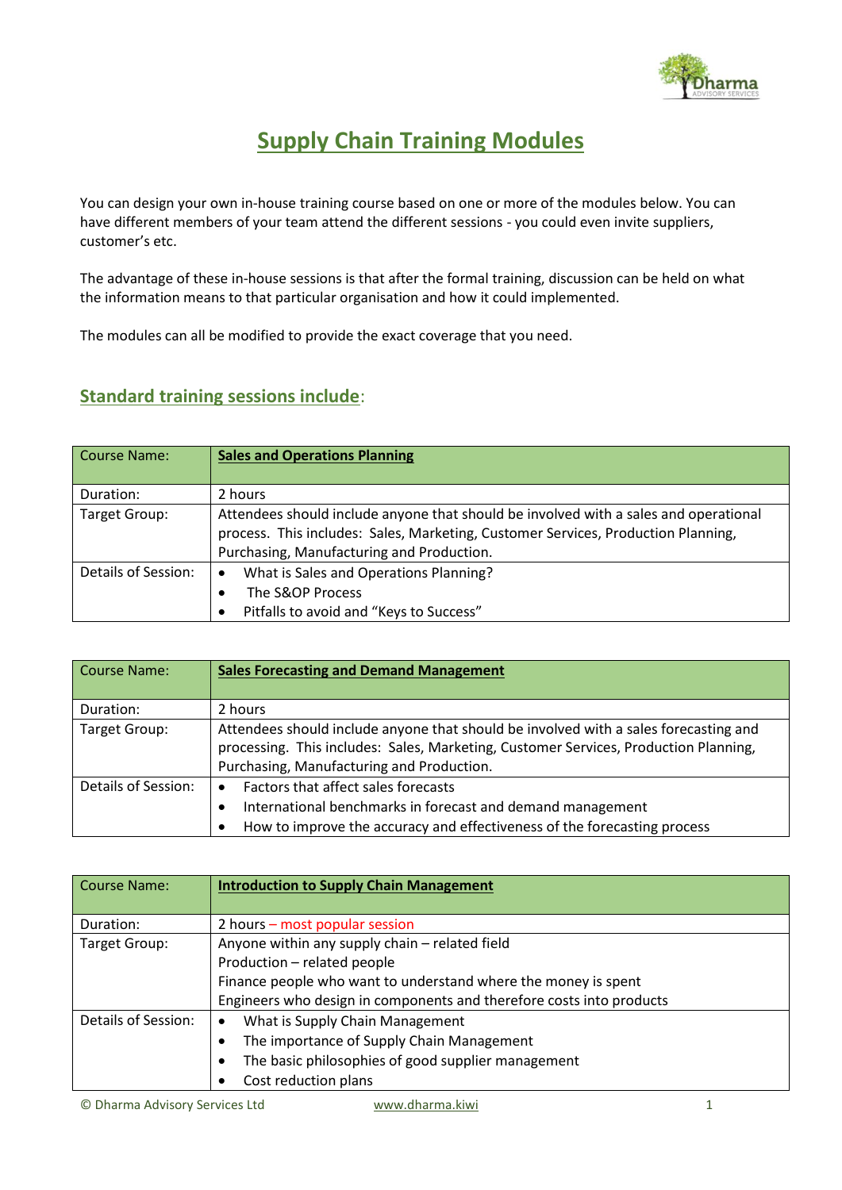# Supply Chain Training Modules

You can design your own in-house training course based on one or more of the modules below. You can have different members of your team attend the different sessions - you could even invite suppliers, customer's etc.

The advantage of these in-house sessions is that after the formal training, discussion can be held on what the information means to that particular organisation and how it could implemented.

The modules can all be modified to provide the exact coverage that you need.

## Standard training sessions include:

| Course Name: | **Sales and Operations Planning** |
|---|---|
| Duration: | 2 hours |
| Target Group: | Attendees should include anyone that should be involved with a sales and operational process. This includes: Sales, Marketing, Customer Services, Production Planning, Purchasing, Manufacturing and Production. |
| Details of Session: | • What is Sales and Operations Planning?<br>• The S&OP Process<br>• Pitfalls to avoid and "Keys to Success" |

| Course Name: | **Sales Forecasting and Demand Management** |
|---|---|
| Duration: | 2 hours |
| Target Group: | Attendees should include anyone that should be involved with a sales forecasting and processing. This includes: Sales, Marketing, Customer Services, Production Planning, Purchasing, Manufacturing and Production. |
| Details of Session: | • Factors that affect sales forecasts<br>• International benchmarks in forecast and demand management<br>• How to improve the accuracy and effectiveness of the forecasting process |

| Course Name: | **Introduction to Supply Chain Management** |
|---|---|
| Duration: | 2 hours – most popular session |
| Target Group: | Anyone within any supply chain – related field<br>Production – related people<br>Finance people who want to understand where the money is spent<br>Engineers who design in components and therefore costs into products |
| Details of Session: | • What is Supply Chain Management<br>• The importance of Supply Chain Management<br>• The basic philosophies of good supplier management<br>• Cost reduction plans |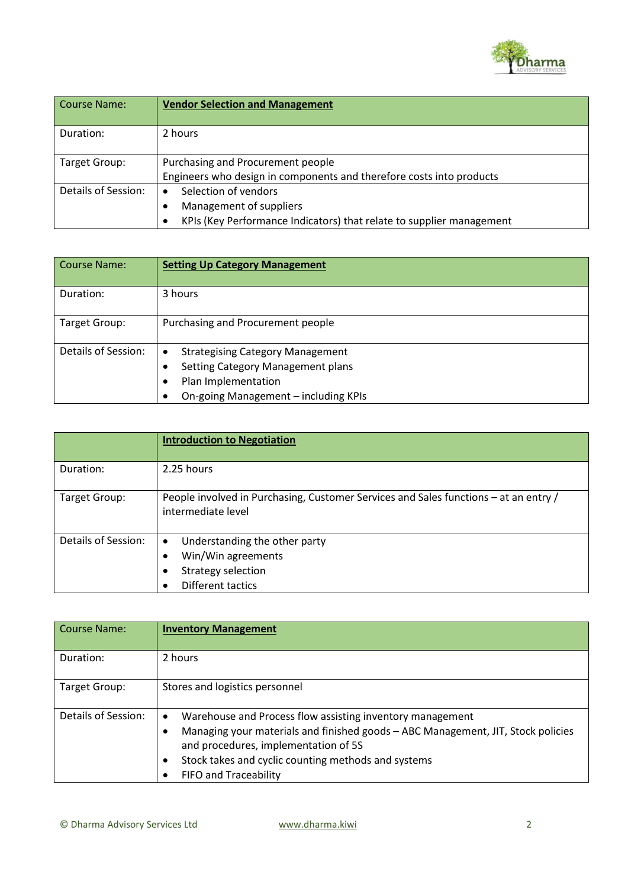| Course Name: | **Vendor Selection and Management** |
| --- | --- |
| Duration: | 2 hours |
| Target Group: | Purchasing and Procurement people<br>Engineers who design in components and therefore costs into products |
| Details of Session: | • Selection of vendors<br>• Management of suppliers<br>• KPIs (Key Performance Indicators) that relate to supplier management |

| Course Name: | **Setting Up Category Management** |
| --- | --- |
| Duration: | 3 hours |
| Target Group: | Purchasing and Procurement people |
| Details of Session: | • Strategising Category Management<br>• Setting Category Management plans<br>• Plan Implementation<br>• On-going Management – including KPIs |

| | **Introduction to Negotiation** |
| --- | --- |
| Duration: | 2.25 hours |
| Target Group: | People involved in Purchasing, Customer Services and Sales functions – at an entry / intermediate level |
| Details of Session: | • Understanding the other party<br>• Win/Win agreements<br>• Strategy selection<br>• Different tactics |

| Course Name: | **Inventory Management** |
| --- | --- |
| Duration: | 2 hours |
| Target Group: | Stores and logistics personnel |
| Details of Session: | • Warehouse and Process flow assisting inventory management<br>• Managing your materials and finished goods – ABC Management, JIT, Stock policies and procedures, implementation of 5S<br>• Stock takes and cyclic counting methods and systems<br>• FIFO and Traceability |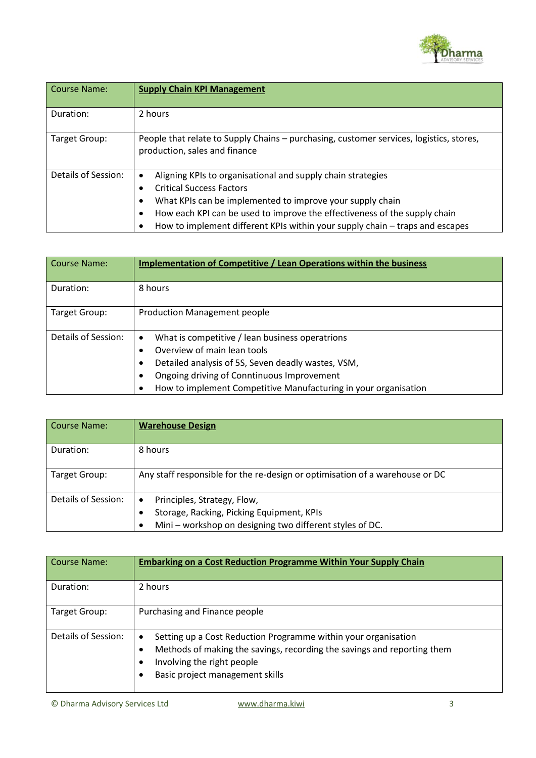| Course Name: | **Supply Chain KPI Management** |
|---|---|
| Duration: | 2 hours |
| Target Group: | People that relate to Supply Chains – purchasing, customer services, logistics, stores, production, sales and finance |
| Details of Session: | • Aligning KPIs to organisational and supply chain strategies<br>• Critical Success Factors<br>• What KPIs can be implemented to improve your supply chain<br>• How each KPI can be used to improve the effectiveness of the supply chain<br>• How to implement different KPIs within your supply chain – traps and escapes |

| Course Name: | **Implementation of Competitive / Lean Operations within the business** |
|---|---|
| Duration: | 8 hours |
| Target Group: | Production Management people |
| Details of Session: | • What is competitive / lean business operatrions<br>• Overview of main lean tools<br>• Detailed analysis of 5S, Seven deadly wastes, VSM,<br>• Ongoing driving of Conntinuous Improvement<br>• How to implement Competitive Manufacturing in your organisation |

| Course Name: | **Warehouse Design** |
|---|---|
| Duration: | 8 hours |
| Target Group: | Any staff responsible for the re-design or optimisation of a warehouse or DC |
| Details of Session: | • Principles, Strategy, Flow,<br>• Storage, Racking, Picking Equipment, KPIs<br>• Mini – workshop on designing two different styles of DC. |

| Course Name: | **Embarking on a Cost Reduction Programme Within Your Supply Chain** |
|---|---|
| Duration: | 2 hours |
| Target Group: | Purchasing and Finance people |
| Details of Session: | • Setting up a Cost Reduction Programme within your organisation<br>• Methods of making the savings, recording the savings and reporting them<br>• Involving the right people<br>• Basic project management skills |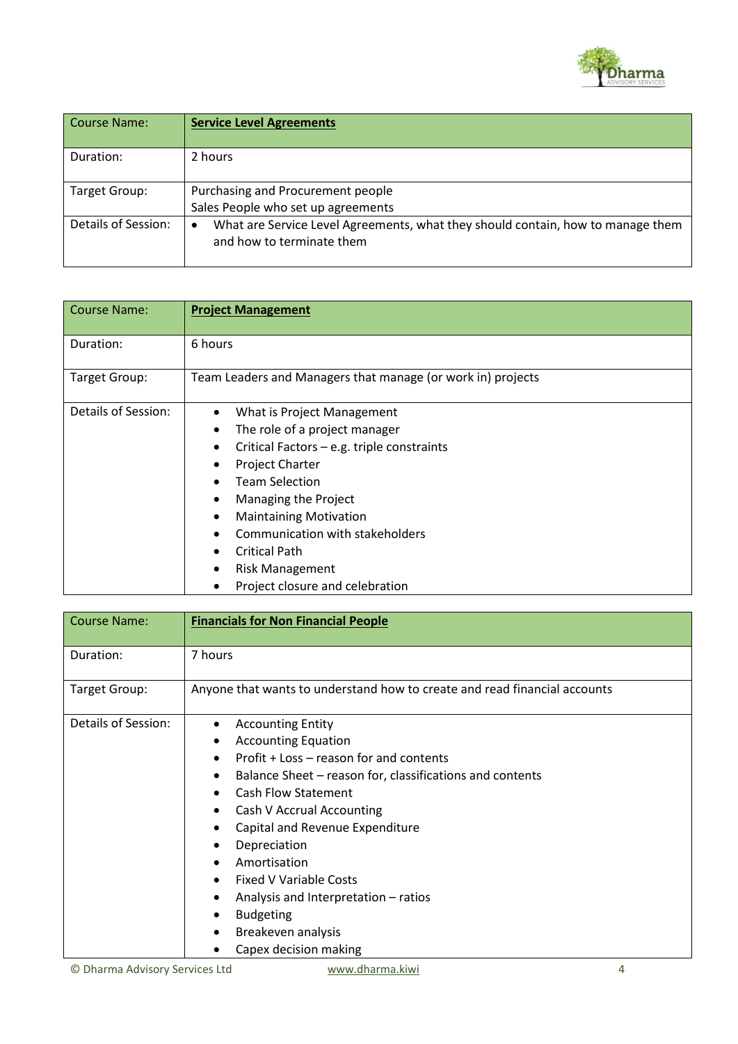| Course Name: | **Service Level Agreements** |
|---|---|
| Duration: | 2 hours |
| Target Group: | Purchasing and Procurement people<br>Sales People who set up agreements |
| Details of Session: | • What are Service Level Agreements, what they should contain, how to manage them and how to terminate them |

| Course Name: | **Project Management** |
|---|---|
| Duration: | 6 hours |
| Target Group: | Team Leaders and Managers that manage (or work in) projects |
| Details of Session: | • What is Project Management<br>• The role of a project manager<br>• Critical Factors – e.g. triple constraints<br>• Project Charter<br>• Team Selection<br>• Managing the Project<br>• Maintaining Motivation<br>• Communication with stakeholders<br>• Critical Path<br>• Risk Management<br>• Project closure and celebration |

| Course Name: | **Financials for Non Financial People** |
|---|---|
| Duration: | 7 hours |
| Target Group: | Anyone that wants to understand how to create and read financial accounts |
| Details of Session: | • Accounting Entity<br>• Accounting Equation<br>• Profit + Loss – reason for and contents<br>• Balance Sheet – reason for, classifications and contents<br>• Cash Flow Statement<br>• Cash V Accrual Accounting<br>• Capital and Revenue Expenditure<br>• Depreciation<br>• Amortisation<br>• Fixed V Variable Costs<br>• Analysis and Interpretation – ratios<br>• Budgeting<br>• Breakeven analysis<br>• Capex decision making |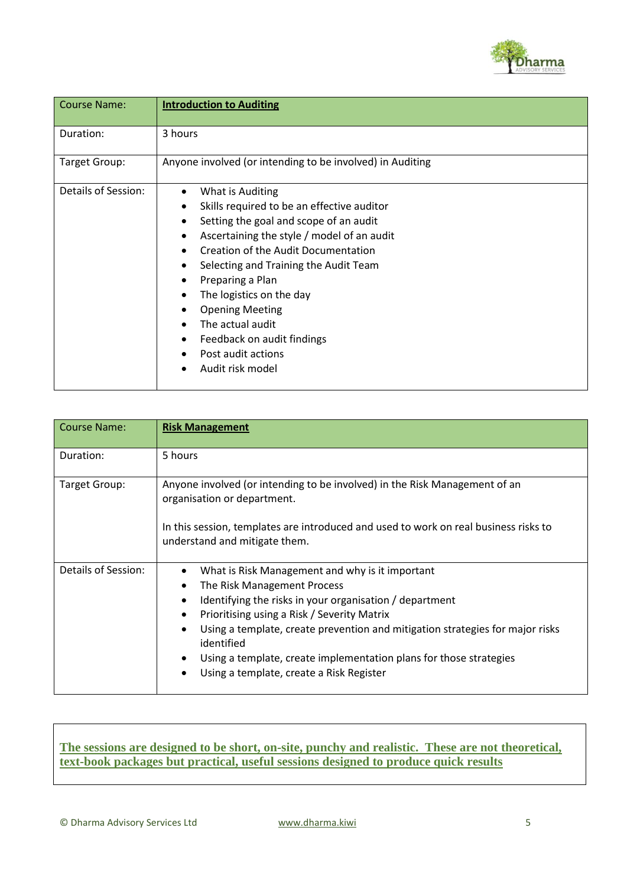| | |
|---|---|
| Course Name: | **Introduction to Auditing** |
| Duration: | 3 hours |
| Target Group: | Anyone involved (or intending to be involved) in Auditing |
| Details of Session: | • What is Auditing<br>• Skills required to be an effective auditor<br>• Setting the goal and scope of an audit<br>• Ascertaining the style / model of an audit<br>• Creation of the Audit Documentation<br>• Selecting and Training the Audit Team<br>• Preparing a Plan<br>• The logistics on the day<br>• Opening Meeting<br>• The actual audit<br>• Feedback on audit findings<br>• Post audit actions<br>• Audit risk model |

| | |
|---|---|
| Course Name: | **Risk Management** |
| Duration: | 5 hours |
| Target Group: | Anyone involved (or intending to be involved) in the Risk Management of an organisation or department.<br><br>In this session, templates are introduced and used to work on real business risks to understand and mitigate them. |
| Details of Session: | • What is Risk Management and why is it important<br>• The Risk Management Process<br>• Identifying the risks in your organisation / department<br>• Prioritising using a Risk / Severity Matrix<br>• Using a template, create prevention and mitigation strategies for major risks identified<br>• Using a template, create implementation plans for those strategies<br>• Using a template, create a Risk Register |

**The sessions are designed to be short, on-site, punchy and realistic. These are not theoretical, text-book packages but practical, useful sessions designed to produce quick results**